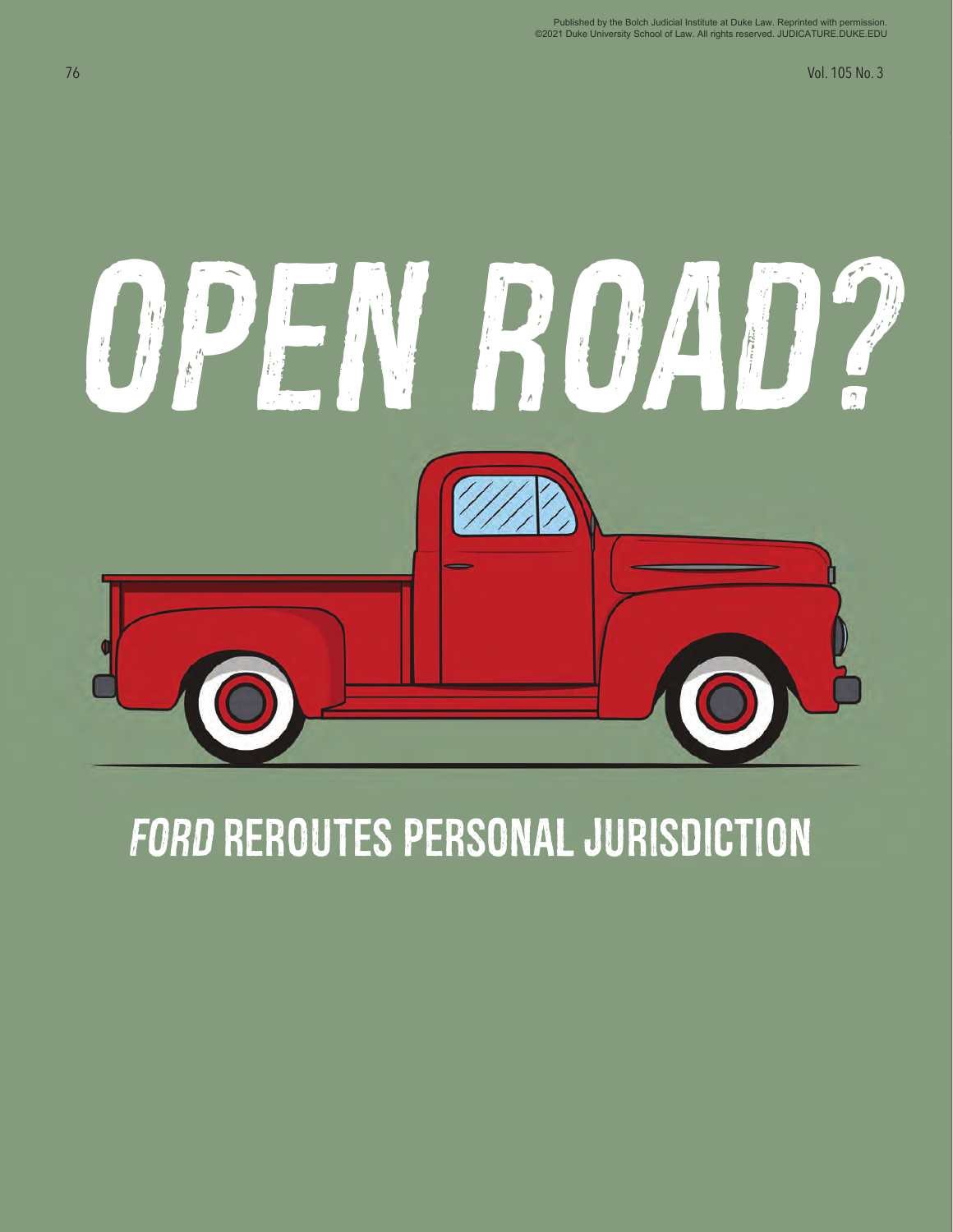Published by the Bolch Judicial Institute at Duke Law. Reprinted with permission.
©2021 Duke University School of Law. All rights reserved. JUDICATURE.DUKE.EDU

# OPEN ROAD?

## *FORD* REROUTES PERSONAL JURISDICTION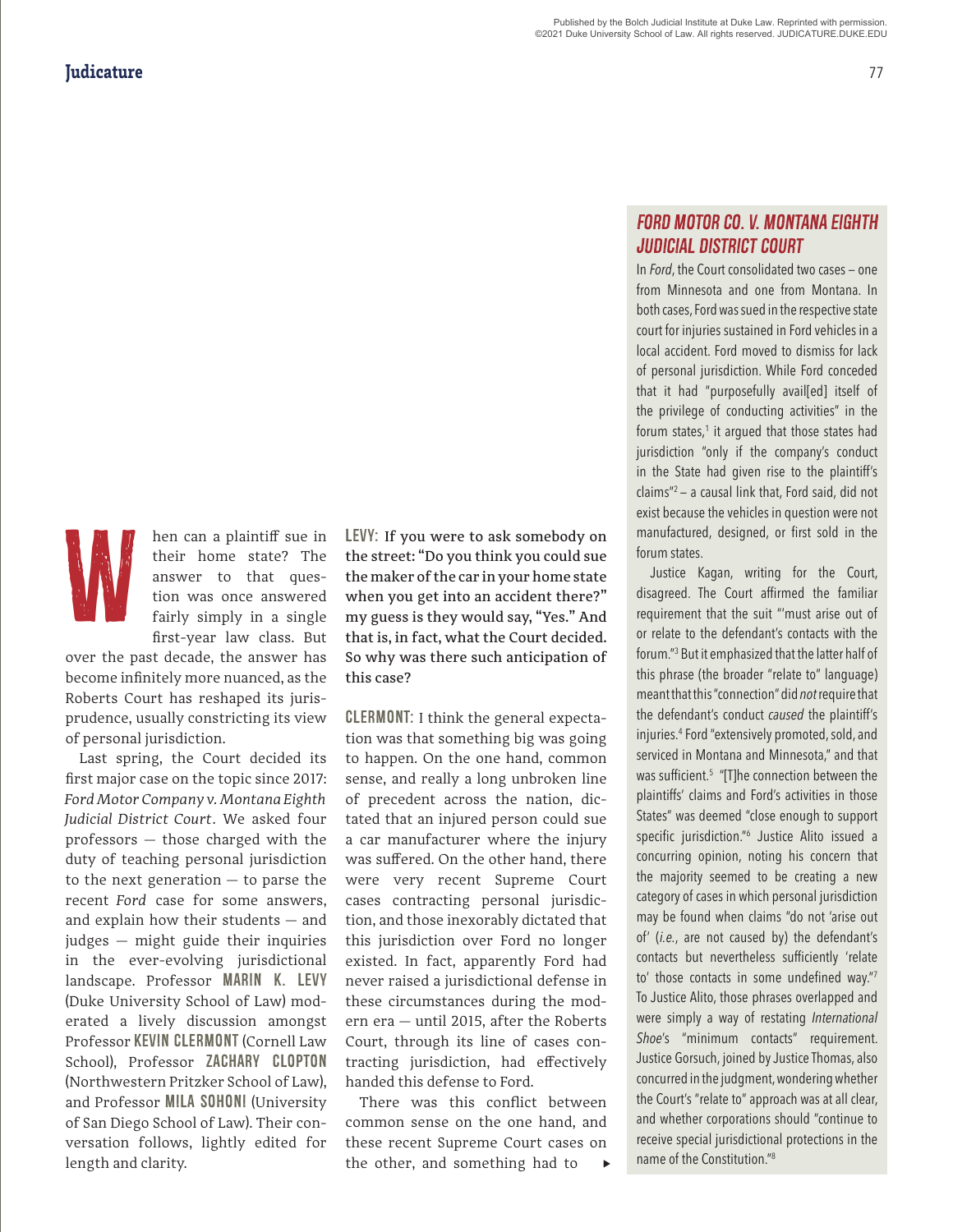When can a plaintiff sue in their home state? The answer to that question was once answered fairly simply in a single first-year law class. But over the past decade, the answer has become infinitely more nuanced, as the Roberts Court has reshaped its jurisprudence, usually constricting its view of personal jurisdiction.

Last spring, the Court decided its first major case on the topic since 2017: *Ford Motor Company v. Montana Eighth Judicial District Court*. We asked four professors — those charged with the duty of teaching personal jurisdiction to the next generation — to parse the recent *Ford* case for some answers, and explain how their students — and judges — might guide their inquiries in the ever-evolving jurisdictional landscape. Professor **MARIN K. LEVY** (Duke University School of Law) moderated a lively discussion amongst Professor **KEVIN CLERMONT** (Cornell Law School), Professor **ZACHARY CLOPTON** (Northwestern Pritzker School of Law), and Professor **MILA SOHONI** (University of San Diego School of Law). Their conversation follows, lightly edited for length and clarity.

**LEVY: If you were to ask somebody on the street: "Do you think you could sue the maker of the car in your home state when you get into an accident there?" my guess is they would say, "Yes." And that is, in fact, what the Court decided. So why was there such anticipation of this case?**

**CLERMONT:** I think the general expectation was that something big was going to happen. On the one hand, common sense, and really a long unbroken line of precedent across the nation, dictated that an injured person could sue a car manufacturer where the injury was suffered. On the other hand, there were very recent Supreme Court cases contracting personal jurisdiction, and those inexorably dictated that this jurisdiction over Ford no longer existed. In fact, apparently Ford had never raised a jurisdictional defense in these circumstances during the modern era — until 2015, after the Roberts Court, through its line of cases contracting jurisdiction, had effectively handed this defense to Ford.

There was this conflict between common sense on the one hand, and these recent Supreme Court cases on the other, and something had to ▸

## *FORD MOTOR CO. V. MONTANA EIGHTH JUDICIAL DISTRICT COURT*

In *Ford*, the Court consolidated two cases – one from Minnesota and one from Montana. In both cases, Ford was sued in the respective state court for injuries sustained in Ford vehicles in a local accident. Ford moved to dismiss for lack of personal jurisdiction. While Ford conceded that it had "purposefully avail[ed] itself of the privilege of conducting activities" in the forum states,[1] it argued that those states had jurisdiction "only if the company's conduct in the State had given rise to the plaintiff's claims"[2] – a causal link that, Ford said, did not exist because the vehicles in question were not manufactured, designed, or first sold in the forum states.

Justice Kagan, writing for the Court, disagreed. The Court affirmed the familiar requirement that the suit "'must arise out of or relate to the defendant's contacts with the forum."[3] But it emphasized that the latter half of this phrase (the broader "relate to" language) meant that this "connection" did *not* require that the defendant's conduct *caused* the plaintiff's injuries.[4] Ford "extensively promoted, sold, and serviced in Montana and Minnesota," and that was sufficient.[5] "[T]he connection between the plaintiffs' claims and Ford's activities in those States" was deemed "close enough to support specific jurisdiction."[6] Justice Alito issued a concurring opinion, noting his concern that the majority seemed to be creating a new category of cases in which personal jurisdiction may be found when claims "do not 'arise out of' (*i.e.*, are not caused by) the defendant's contacts but nevertheless sufficiently 'relate to' those contacts in some undefined way."[7] To Justice Alito, those phrases overlapped and were simply a way of restating *International Shoe*'s "minimum contacts" requirement. Justice Gorsuch, joined by Justice Thomas, also concurred in the judgment, wondering whether the Court's "relate to" approach was at all clear, and whether corporations should "continue to receive special jurisdictional protections in the name of the Constitution."[8]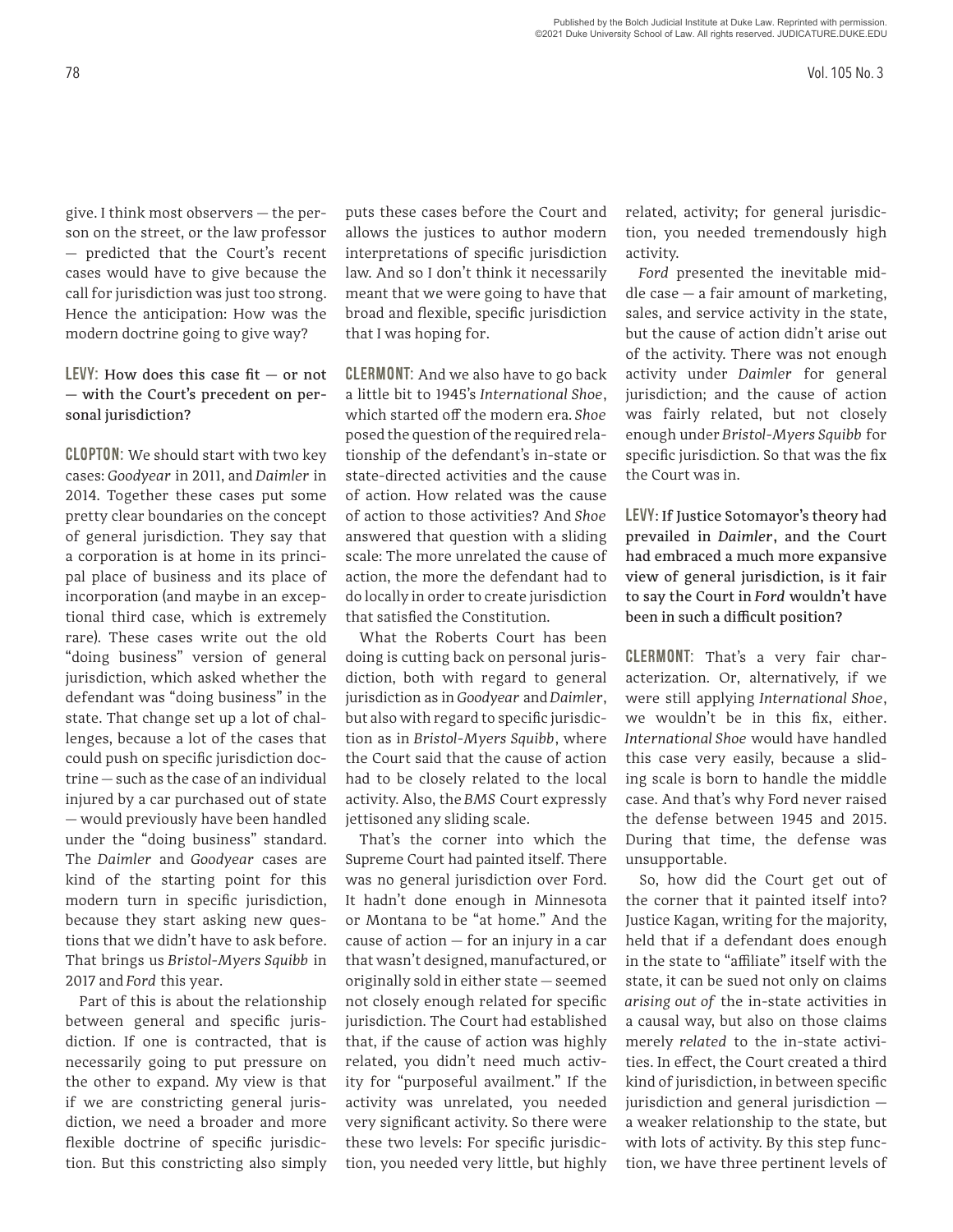give. I think most observers — the person on the street, or the law professor — predicted that the Court's recent cases would have to give because the call for jurisdiction was just too strong. Hence the anticipation: How was the modern doctrine going to give way?

**LEVY: How does this case fit — or not — with the Court's precedent on personal jurisdiction?**

**CLOPTON:** We should start with two key cases: *Goodyear* in 2011, and *Daimler* in 2014. Together these cases put some pretty clear boundaries on the concept of general jurisdiction. They say that a corporation is at home in its principal place of business and its place of incorporation (and maybe in an exceptional third case, which is extremely rare). These cases write out the old "doing business" version of general jurisdiction, which asked whether the defendant was "doing business" in the state. That change set up a lot of challenges, because a lot of the cases that could push on specific jurisdiction doctrine — such as the case of an individual injured by a car purchased out of state — would previously have been handled under the "doing business" standard. The *Daimler* and *Goodyear* cases are kind of the starting point for this modern turn in specific jurisdiction, because they start asking new questions that we didn't have to ask before. That brings us *Bristol-Myers Squibb* in 2017 and *Ford* this year.

Part of this is about the relationship between general and specific jurisdiction. If one is contracted, that is necessarily going to put pressure on the other to expand. My view is that if we are constricting general jurisdiction, we need a broader and more flexible doctrine of specific jurisdiction. But this constricting also simply puts these cases before the Court and allows the justices to author modern interpretations of specific jurisdiction law. And so I don't think it necessarily meant that we were going to have that broad and flexible, specific jurisdiction that I was hoping for.

**CLERMONT:** And we also have to go back a little bit to 1945's *International Shoe*, which started off the modern era. *Shoe* posed the question of the required relationship of the defendant's in-state or state-directed activities and the cause of action. How related was the cause of action to those activities? And *Shoe* answered that question with a sliding scale: The more unrelated the cause of action, the more the defendant had to do locally in order to create jurisdiction that satisfied the Constitution.

What the Roberts Court has been doing is cutting back on personal jurisdiction, both with regard to general jurisdiction as in *Goodyear* and *Daimler*, but also with regard to specific jurisdiction as in *Bristol-Myers Squibb*, where the Court said that the cause of action had to be closely related to the local activity. Also, the *BMS* Court expressly jettisoned any sliding scale.

That's the corner into which the Supreme Court had painted itself. There was no general jurisdiction over Ford. It hadn't done enough in Minnesota or Montana to be "at home." And the cause of action — for an injury in a car that wasn't designed, manufactured, or originally sold in either state — seemed not closely enough related for specific jurisdiction. The Court had established that, if the cause of action was highly related, you didn't need much activity for "purposeful availment." If the activity was unrelated, you needed very significant activity. So there were these two levels: For specific jurisdiction, you needed very little, but highly related, activity; for general jurisdiction, you needed tremendously high activity.

*Ford* presented the inevitable middle case — a fair amount of marketing, sales, and service activity in the state, but the cause of action didn't arise out of the activity. There was not enough activity under *Daimler* for general jurisdiction; and the cause of action was fairly related, but not closely enough under *Bristol-Myers Squibb* for specific jurisdiction. So that was the fix the Court was in.

**LEVY: If Justice Sotomayor's theory had prevailed in *Daimler*, and the Court had embraced a much more expansive view of general jurisdiction, is it fair to say the Court in *Ford* wouldn't have been in such a difficult position?**

**CLERMONT:** That's a very fair characterization. Or, alternatively, if we were still applying *International Shoe*, we wouldn't be in this fix, either. *International Shoe* would have handled this case very easily, because a sliding scale is born to handle the middle case. And that's why Ford never raised the defense between 1945 and 2015. During that time, the defense was unsupportable.

So, how did the Court get out of the corner that it painted itself into? Justice Kagan, writing for the majority, held that if a defendant does enough in the state to "affiliate" itself with the state, it can be sued not only on claims *arising out of* the in-state activities in a causal way, but also on those claims merely *related* to the in-state activities. In effect, the Court created a third kind of jurisdiction, in between specific jurisdiction and general jurisdiction — a weaker relationship to the state, but with lots of activity. By this step function, we have three pertinent levels of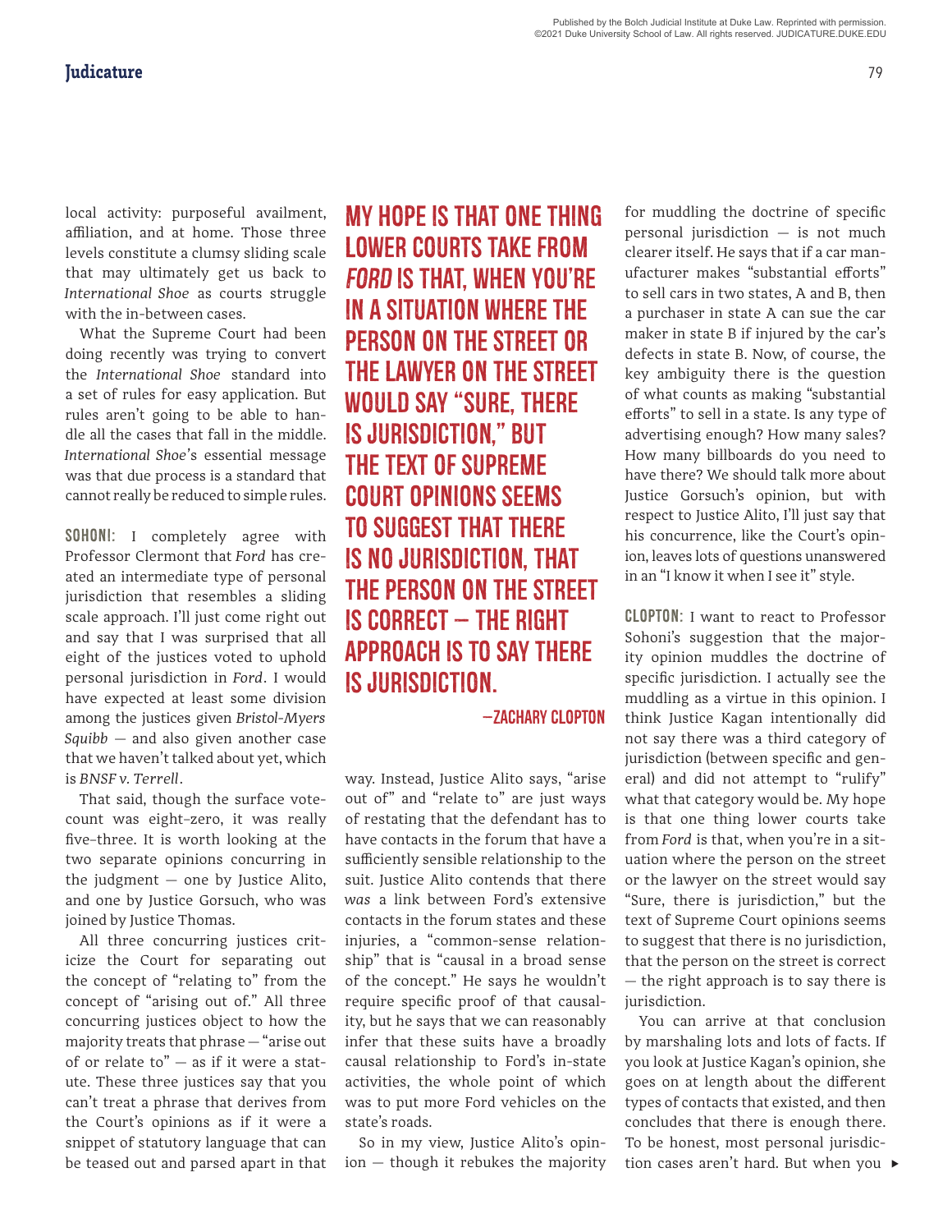local activity: purposeful availment, affiliation, and at home. Those three levels constitute a clumsy sliding scale that may ultimately get us back to *International Shoe* as courts struggle with the in-between cases.

What the Supreme Court had been doing recently was trying to convert the *International Shoe* standard into a set of rules for easy application. But rules aren't going to be able to handle all the cases that fall in the middle. *International Shoe*'s essential message was that due process is a standard that cannot really be reduced to simple rules.

**SOHONI:** I completely agree with Professor Clermont that *Ford* has created an intermediate type of personal jurisdiction that resembles a sliding scale approach. I'll just come right out and say that I was surprised that all eight of the justices voted to uphold personal jurisdiction in *Ford*. I would have expected at least some division among the justices given *Bristol-Myers Squibb* — and also given another case that we haven't talked about yet, which is *BNSF v. Terrell*.

That said, though the surface vote-count was eight–zero, it was really five–three. It is worth looking at the two separate opinions concurring in the judgment — one by Justice Alito, and one by Justice Gorsuch, who was joined by Justice Thomas.

All three concurring justices criticize the Court for separating out the concept of "relating to" from the concept of "arising out of." All three concurring justices object to how the majority treats that phrase — "arise out of or relate to" — as if it were a statute. These three justices say that you can't treat a phrase that derives from the Court's opinions as if it were a snippet of statutory language that can be teased out and parsed apart in that way. Instead, Justice Alito says, "arise out of" and "relate to" are just ways of restating that the defendant has to have contacts in the forum that have a sufficiently sensible relationship to the suit. Justice Alito contends that there *was* a link between Ford's extensive contacts in the forum states and these injuries, a "common-sense relationship" that is "causal in a broad sense of the concept." He says he wouldn't require specific proof of that causality, but he says that we can reasonably infer that these suits have a broadly causal relationship to Ford's in-state activities, the whole point of which was to put more Ford vehicles on the state's roads.

So in my view, Justice Alito's opinion — though it rebukes the majority for muddling the doctrine of specific personal jurisdiction — is not much clearer itself. He says that if a car manufacturer makes "substantial efforts" to sell cars in two states, A and B, then a purchaser in state A can sue the car maker in state B if injured by the car's defects in state B. Now, of course, the key ambiguity there is the question of what counts as making "substantial efforts" to sell in a state. Is any type of advertising enough? How many sales? How many billboards do you need to have there? We should talk more about Justice Gorsuch's opinion, but with respect to Justice Alito, I'll just say that his concurrence, like the Court's opinion, leaves lots of questions unanswered in an "I know it when I see it" style.

> MY HOPE IS THAT ONE THING LOWER COURTS TAKE FROM *FORD* IS THAT, WHEN YOU'RE IN A SITUATION WHERE THE PERSON ON THE STREET OR THE LAWYER ON THE STREET WOULD SAY "SURE, THERE IS JURISDICTION," BUT THE TEXT OF SUPREME COURT OPINIONS SEEMS TO SUGGEST THAT THERE IS NO JURISDICTION, THAT THE PERSON ON THE STREET IS CORRECT — THE RIGHT APPROACH IS TO SAY THERE IS JURISDICTION.
>
> —ZACHARY CLOPTON

**CLOPTON:** I want to react to Professor Sohoni's suggestion that the majority opinion muddles the doctrine of specific jurisdiction. I actually see the muddling as a virtue in this opinion. I think Justice Kagan intentionally did not say there was a third category of jurisdiction (between specific and general) and did not attempt to "rulify" what that category would be. My hope is that one thing lower courts take from *Ford* is that, when you're in a situation where the person on the street or the lawyer on the street would say "Sure, there is jurisdiction," but the text of Supreme Court opinions seems to suggest that there is no jurisdiction, that the person on the street is correct — the right approach is to say there is jurisdiction.

You can arrive at that conclusion by marshaling lots and lots of facts. If you look at Justice Kagan's opinion, she goes on at length about the different types of contacts that existed, and then concludes that there is enough there. To be honest, most personal jurisdiction cases aren't hard. But when you ►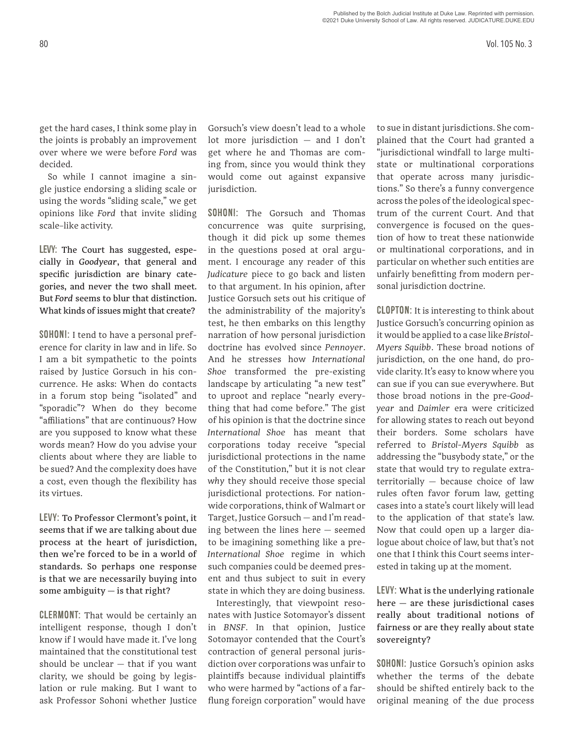get the hard cases, I think some play in the joints is probably an improvement over where we were before *Ford* was decided.

So while I cannot imagine a single justice endorsing a sliding scale or using the words "sliding scale," we get opinions like *Ford* that invite sliding scale–like activity.

**LEVY: The Court has suggested, especially in *Goodyear*, that general and specific jurisdiction are binary categories, and never the two shall meet. But *Ford* seems to blur that distinction. What kinds of issues might that create?**

**SOHONI:** I tend to have a personal preference for clarity in law and in life. So I am a bit sympathetic to the points raised by Justice Gorsuch in his concurrence. He asks: When do contacts in a forum stop being "isolated" and "sporadic"? When do they become "affiliations" that are continuous? How are you supposed to know what these words mean? How do you advise your clients about where they are liable to be sued? And the complexity does have a cost, even though the flexibility has its virtues.

**LEVY: To Professor Clermont's point, it seems that if we are talking about due process at the heart of jurisdiction, then we're forced to be in a world of standards. So perhaps one response is that we are necessarily buying into some ambiguity — is that right?**

**CLERMONT:** That would be certainly an intelligent response, though I don't know if I would have made it. I've long maintained that the constitutional test should be unclear — that if you want clarity, we should be going by legislation or rule making. But I want to ask Professor Sohoni whether Justice Gorsuch's view doesn't lead to a whole lot more jurisdiction — and I don't get where he and Thomas are coming from, since you would think they would come out against expansive jurisdiction.

**SOHONI:** The Gorsuch and Thomas concurrence was quite surprising, though it did pick up some themes in the questions posed at oral argument. I encourage any reader of this *Judicature* piece to go back and listen to that argument. In his opinion, after Justice Gorsuch sets out his critique of the administrability of the majority's test, he then embarks on this lengthy narration of how personal jurisdiction doctrine has evolved since *Pennoyer*. And he stresses how *International Shoe* transformed the pre-existing landscape by articulating "a new test" to uproot and replace "nearly everything that had come before." The gist of his opinion is that the doctrine since *International Shoe* has meant that corporations today receive "special jurisdictional protections in the name of the Constitution," but it is not clear *why* they should receive those special jurisdictional protections. For nationwide corporations, think of Walmart or Target, Justice Gorsuch — and I'm reading between the lines here — seemed to be imagining something like a pre-*International Shoe* regime in which such companies could be deemed present and thus subject to suit in every state in which they are doing business.

Interestingly, that viewpoint resonates with Justice Sotomayor's dissent in *BNSF*. In that opinion, Justice Sotomayor contended that the Court's contraction of general personal jurisdiction over corporations was unfair to plaintiffs because individual plaintiffs who were harmed by "actions of a far-flung foreign corporation" would have to sue in distant jurisdictions. She complained that the Court had granted a "jurisdictional windfall to large multistate or multinational corporations that operate across many jurisdictions." So there's a funny convergence across the poles of the ideological spectrum of the current Court. And that convergence is focused on the question of how to treat these nationwide or multinational corporations, and in particular on whether such entities are unfairly benefitting from modern personal jurisdiction doctrine.

**CLOPTON:** It is interesting to think about Justice Gorsuch's concurring opinion as it would be applied to a case like *Bristol-Myers Squibb*. These broad notions of jurisdiction, on the one hand, do provide clarity. It's easy to know where you can sue if you can sue everywhere. But those broad notions in the pre-*Goodyear* and *Daimler* era were criticized for allowing states to reach out beyond their borders. Some scholars have referred to *Bristol-Myers Squibb* as addressing the "busybody state," or the state that would try to regulate extraterritorially — because choice of law rules often favor forum law, getting cases into a state's court likely will lead to the application of that state's law. Now that could open up a larger dialogue about choice of law, but that's not one that I think this Court seems interested in taking up at the moment.

**LEVY: What is the underlying rationale here — are these jurisdictional cases really about traditional notions of fairness or are they really about state sovereignty?**

**SOHONI:** Justice Gorsuch's opinion asks whether the terms of the debate should be shifted entirely back to the original meaning of the due process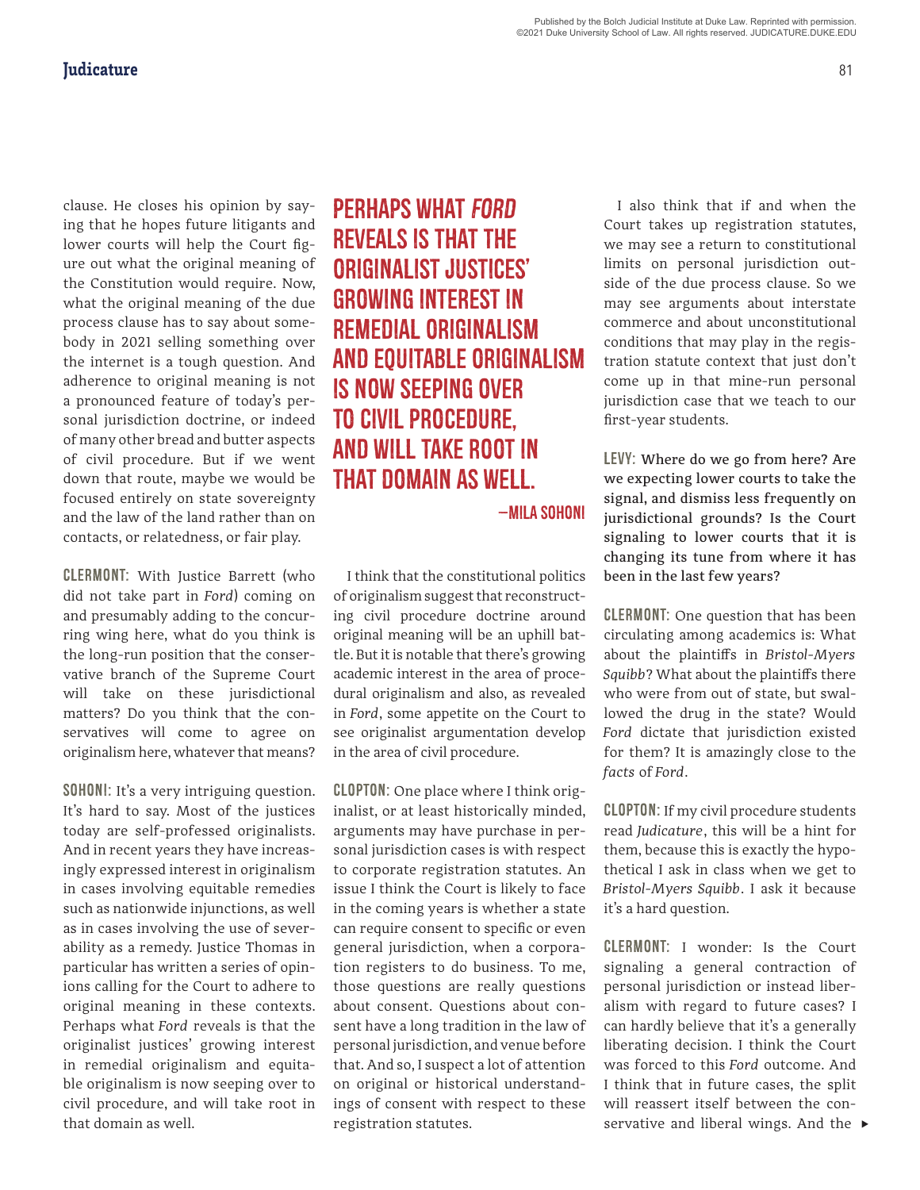clause. He closes his opinion by saying that he hopes future litigants and lower courts will help the Court figure out what the original meaning of the Constitution would require. Now, what the original meaning of the due process clause has to say about somebody in 2021 selling something over the internet is a tough question. And adherence to original meaning is not a pronounced feature of today's personal jurisdiction doctrine, or indeed of many other bread and butter aspects of civil procedure. But if we went down that route, maybe we would be focused entirely on state sovereignty and the law of the land rather than on contacts, or relatedness, or fair play.

**CLERMONT:** With Justice Barrett (who did not take part in *Ford*) coming on and presumably adding to the concurring wing here, what do you think is the long-run position that the conservative branch of the Supreme Court will take on these jurisdictional matters? Do you think that the conservatives will come to agree on originalism here, whatever that means?

**SOHONI:** It's a very intriguing question. It's hard to say. Most of the justices today are self-professed originalists. And in recent years they have increasingly expressed interest in originalism in cases involving equitable remedies such as nationwide injunctions, as well as in cases involving the use of severability as a remedy. Justice Thomas in particular has written a series of opinions calling for the Court to adhere to original meaning in these contexts. Perhaps what *Ford* reveals is that the originalist justices' growing interest in remedial originalism and equitable originalism is now seeping over to civil procedure, and will take root in that domain as well.

> PERHAPS WHAT *FORD* REVEALS IS THAT THE ORIGINALIST JUSTICES' GROWING INTEREST IN REMEDIAL ORIGINALISM AND EQUITABLE ORIGINALISM IS NOW SEEPING OVER TO CIVIL PROCEDURE, AND WILL TAKE ROOT IN THAT DOMAIN AS WELL.
>
> —MILA SOHONI

I think that the constitutional politics of originalism suggest that reconstructing civil procedure doctrine around original meaning will be an uphill battle. But it is notable that there's growing academic interest in the area of procedural originalism and also, as revealed in *Ford*, some appetite on the Court to see originalist argumentation develop in the area of civil procedure.

**CLOPTON:** One place where I think originalist, or at least historically minded, arguments may have purchase in personal jurisdiction cases is with respect to corporate registration statutes. An issue I think the Court is likely to face in the coming years is whether a state can require consent to specific or even general jurisdiction, when a corporation registers to do business. To me, those questions are really questions about consent. Questions about consent have a long tradition in the law of personal jurisdiction, and venue before that. And so, I suspect a lot of attention on original or historical understandings of consent with respect to these registration statutes.

I also think that if and when the Court takes up registration statutes, we may see a return to constitutional limits on personal jurisdiction outside of the due process clause. So we may see arguments about interstate commerce and about unconstitutional conditions that may play in the registration statute context that just don't come up in that mine-run personal jurisdiction case that we teach to our first-year students.

**LEVY:** **Where do we go from here? Are we expecting lower courts to take the signal, and dismiss less frequently on jurisdictional grounds? Is the Court signaling to lower courts that it is changing its tune from where it has been in the last few years?**

**CLERMONT:** One question that has been circulating among academics is: What about the plaintiffs in *Bristol-Myers Squibb*? What about the plaintiffs there who were from out of state, but swallowed the drug in the state? Would *Ford* dictate that jurisdiction existed for them? It is amazingly close to the *facts* of *Ford*.

**CLOPTON:** If my civil procedure students read *Judicature*, this will be a hint for them, because this is exactly the hypothetical I ask in class when we get to *Bristol-Myers Squibb*. I ask it because it's a hard question.

**CLERMONT:** I wonder: Is the Court signaling a general contraction of personal jurisdiction or instead liberalism with regard to future cases? I can hardly believe that it's a generally liberating decision. I think the Court was forced to this *Ford* outcome. And I think that in future cases, the split will reassert itself between the conservative and liberal wings. And the ►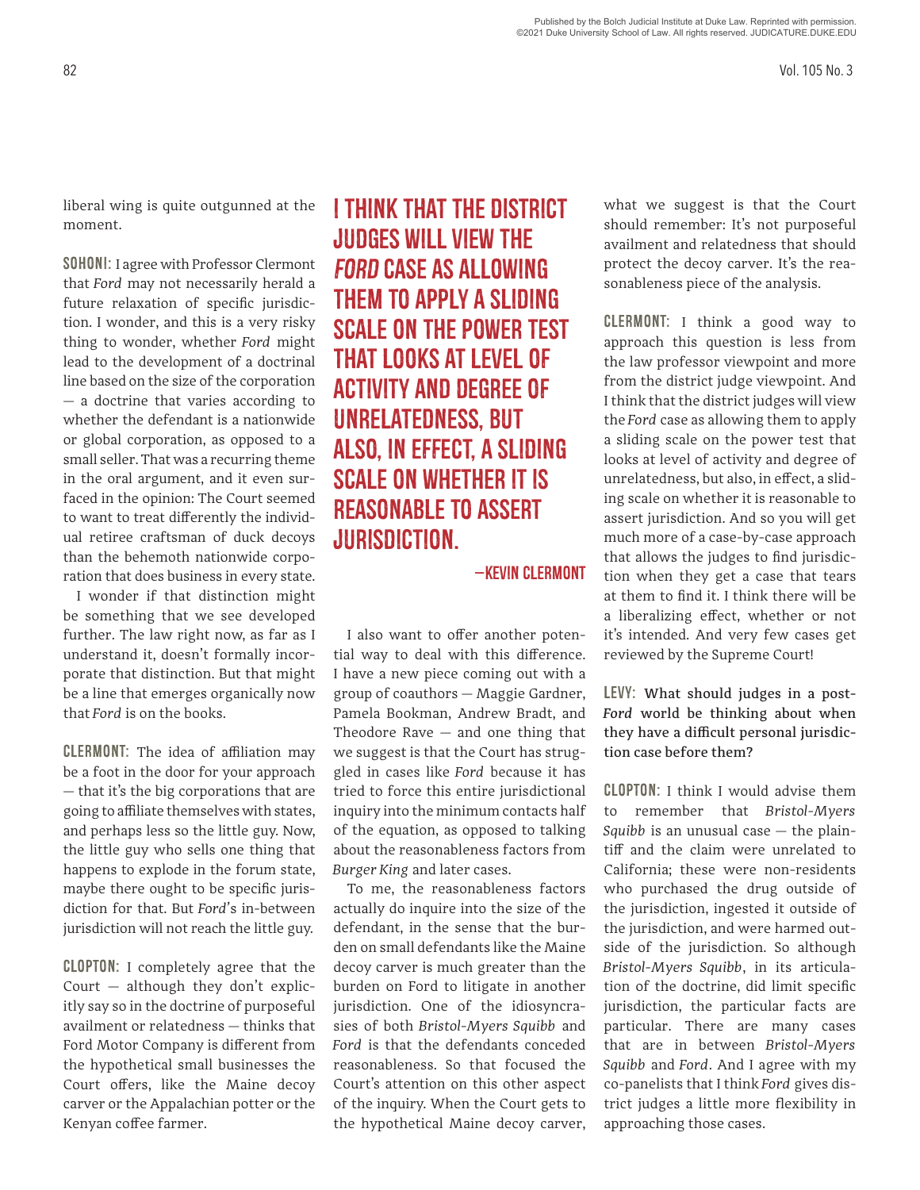liberal wing is quite outgunned at the moment.

**SOHONI:** I agree with Professor Clermont that *Ford* may not necessarily herald a future relaxation of specific jurisdiction. I wonder, and this is a very risky thing to wonder, whether *Ford* might lead to the development of a doctrinal line based on the size of the corporation — a doctrine that varies according to whether the defendant is a nationwide or global corporation, as opposed to a small seller. That was a recurring theme in the oral argument, and it even surfaced in the opinion: The Court seemed to want to treat differently the individual retiree craftsman of duck decoys than the behemoth nationwide corporation that does business in every state.

I wonder if that distinction might be something that we see developed further. The law right now, as far as I understand it, doesn't formally incorporate that distinction. But that might be a line that emerges organically now that *Ford* is on the books.

**CLERMONT:** The idea of affiliation may be a foot in the door for your approach — that it's the big corporations that are going to affiliate themselves with states, and perhaps less so the little guy. Now, the little guy who sells one thing that happens to explode in the forum state, maybe there ought to be specific jurisdiction for that. But *Ford*'s in-between jurisdiction will not reach the little guy.

**CLOPTON:** I completely agree that the Court — although they don't explicitly say so in the doctrine of purposeful availment or relatedness — thinks that Ford Motor Company is different from the hypothetical small businesses the Court offers, like the Maine decoy carver or the Appalachian potter or the Kenyan coffee farmer.

> I THINK THAT THE DISTRICT JUDGES WILL VIEW THE *FORD* CASE AS ALLOWING THEM TO APPLY A SLIDING SCALE ON THE POWER TEST THAT LOOKS AT LEVEL OF ACTIVITY AND DEGREE OF UNRELATEDNESS, BUT ALSO, IN EFFECT, A SLIDING SCALE ON WHETHER IT IS REASONABLE TO ASSERT JURISDICTION.
>
> —KEVIN CLERMONT

I also want to offer another potential way to deal with this difference. I have a new piece coming out with a group of coauthors — Maggie Gardner, Pamela Bookman, Andrew Bradt, and Theodore Rave — and one thing that we suggest is that the Court has struggled in cases like *Ford* because it has tried to force this entire jurisdictional inquiry into the minimum contacts half of the equation, as opposed to talking about the reasonableness factors from *Burger King* and later cases.

To me, the reasonableness factors actually do inquire into the size of the defendant, in the sense that the burden on small defendants like the Maine decoy carver is much greater than the burden on Ford to litigate in another jurisdiction. One of the idiosyncrasies of both *Bristol-Myers Squibb* and *Ford* is that the defendants conceded reasonableness. So that focused the Court's attention on this other aspect of the inquiry. When the Court gets to the hypothetical Maine decoy carver, what we suggest is that the Court should remember: It's not purposeful availment and relatedness that should protect the decoy carver. It's the reasonableness piece of the analysis.

**CLERMONT:** I think a good way to approach this question is less from the law professor viewpoint and more from the district judge viewpoint. And I think that the district judges will view the *Ford* case as allowing them to apply a sliding scale on the power test that looks at level of activity and degree of unrelatedness, but also, in effect, a sliding scale on whether it is reasonable to assert jurisdiction. And so you will get much more of a case-by-case approach that allows the judges to find jurisdiction when they get a case that tears at them to find it. I think there will be a liberalizing effect, whether or not it's intended. And very few cases get reviewed by the Supreme Court!

**LEVY: What should judges in a post-*Ford* world be thinking about when they have a difficult personal jurisdiction case before them?**

**CLOPTON:** I think I would advise them to remember that *Bristol-Myers Squibb* is an unusual case — the plaintiff and the claim were unrelated to California; these were non-residents who purchased the drug outside of the jurisdiction, ingested it outside of the jurisdiction, and were harmed outside of the jurisdiction. So although *Bristol-Myers Squibb*, in its articulation of the doctrine, did limit specific jurisdiction, the particular facts are particular. There are many cases that are in between *Bristol-Myers Squibb* and *Ford*. And I agree with my co-panelists that I think *Ford* gives district judges a little more flexibility in approaching those cases.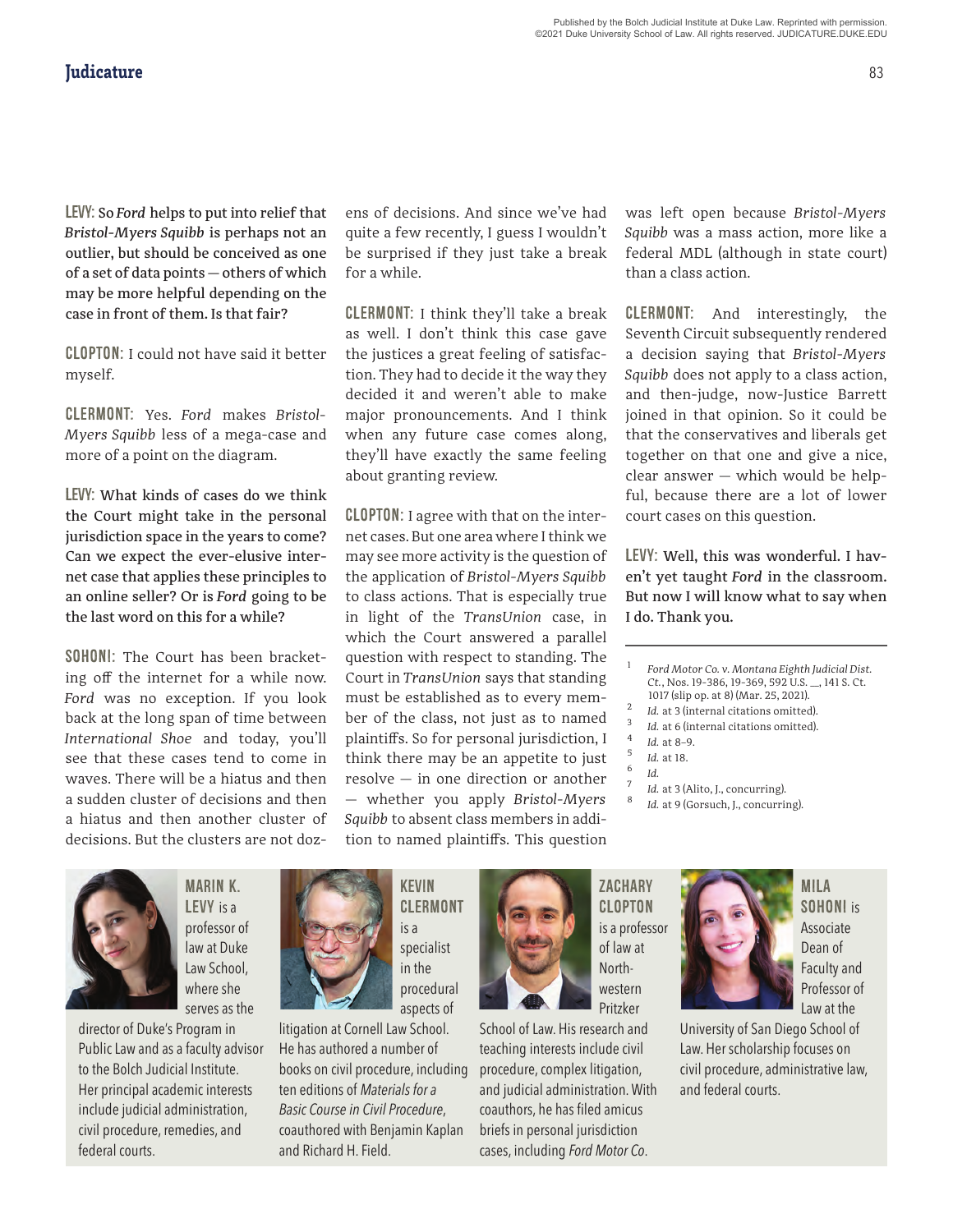**LEVY:** So *Ford* helps to put into relief that *Bristol-Myers Squibb* is perhaps not an outlier, but should be conceived as one of a set of data points — others of which may be more helpful depending on the case in front of them. Is that fair?

**CLOPTON:** I could not have said it better myself.

**CLERMONT:** Yes. *Ford* makes *Bristol-Myers Squibb* less of a mega-case and more of a point on the diagram.

**LEVY:** What kinds of cases do we think the Court might take in the personal jurisdiction space in the years to come? Can we expect the ever-elusive internet case that applies these principles to an online seller? Or is *Ford* going to be the last word on this for a while?

**SOHONI:** The Court has been bracketing off the internet for a while now. *Ford* was no exception. If you look back at the long span of time between *International Shoe* and today, you'll see that these cases tend to come in waves. There will be a hiatus and then a sudden cluster of decisions and then a hiatus and then another cluster of decisions. But the clusters are not dozens of decisions. And since we've had quite a few recently, I guess I wouldn't be surprised if they just take a break for a while.

**CLERMONT:** I think they'll take a break as well. I don't think this case gave the justices a great feeling of satisfaction. They had to decide it the way they decided it and weren't able to make major pronouncements. And I think when any future case comes along, they'll have exactly the same feeling about granting review.

**CLOPTON:** I agree with that on the internet cases. But one area where I think we may see more activity is the question of the application of *Bristol-Myers Squibb* to class actions. That is especially true in light of the *TransUnion* case, in which the Court answered a parallel question with respect to standing. The Court in *TransUnion* says that standing must be established as to every member of the class, not just as to named plaintiffs. So for personal jurisdiction, I think there may be an appetite to just resolve — in one direction or another — whether you apply *Bristol-Myers Squibb* to absent class members in addition to named plaintiffs. This question was left open because *Bristol-Myers Squibb* was a mass action, more like a federal MDL (although in state court) than a class action.

**CLERMONT:** And interestingly, the Seventh Circuit subsequently rendered a decision saying that *Bristol-Myers Squibb* does not apply to a class action, and then-judge, now-Justice Barrett joined in that opinion. So it could be that the conservatives and liberals get together on that one and give a nice, clear answer — which would be helpful, because there are a lot of lower court cases on this question.

**LEVY:** Well, this was wonderful. I haven't yet taught *Ford* in the classroom. But now I will know what to say when I do. Thank you.

---

1. *Ford Motor Co. v. Montana Eighth Judicial Dist. Ct.*, Nos. 19-386, 19-369, 592 U.S. __, 141 S. Ct. 1017 (slip op. at 8) (Mar. 25, 2021).
2. *Id.* at 3 (internal citations omitted).
3. *Id.* at 6 (internal citations omitted).
4. *Id.* at 8–9.
5. *Id.* at 18.
6. *Id.*
7. *Id.* at 3 (Alito, J., concurring).
8. *Id.* at 9 (Gorsuch, J., concurring).

**MARIN K. LEVY** is a professor of law at Duke Law School, where she serves as the director of Duke's Program in Public Law and as a faculty advisor to the Bolch Judicial Institute. Her principal academic interests include judicial administration, civil procedure, remedies, and federal courts.

**KEVIN CLERMONT** is a specialist in the procedural aspects of litigation at Cornell Law School. He has authored a number of books on civil procedure, including ten editions of *Materials for a Basic Course in Civil Procedure*, coauthored with Benjamin Kaplan and Richard H. Field.

**ZACHARY CLOPTON** is a professor of law at Northwestern Pritzker School of Law. His research and teaching interests include civil procedure, complex litigation, and judicial administration. With coauthors, he has filed amicus briefs in personal jurisdiction cases, including *Ford Motor Co.*

**MILA SOHONI** is Associate Dean of Faculty and Professor of Law at the University of San Diego School of Law. Her scholarship focuses on civil procedure, administrative law, and federal courts.